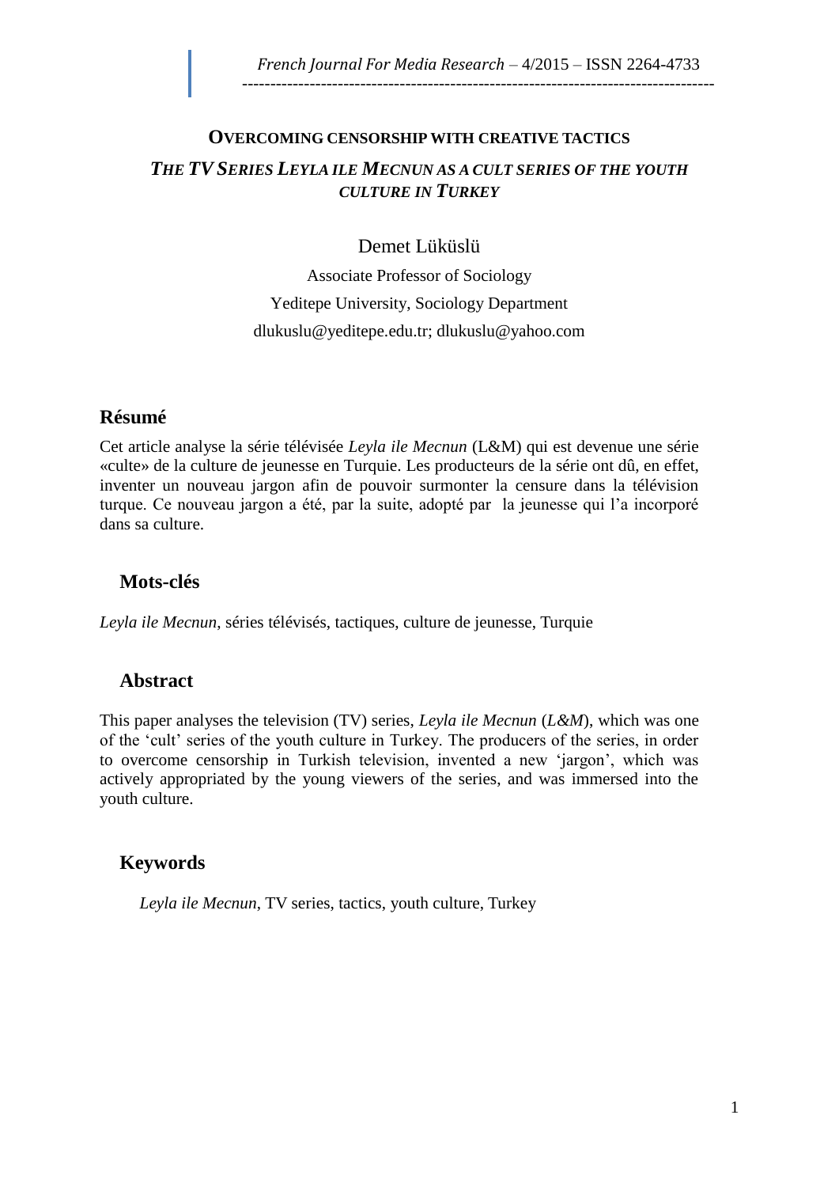# OVERCOMING CENSORSHIP WITH CREATIVE TACTICS

## *THE TV SERIES LEYLA ILE MECNUN AS A CULT SERIES OF THE YOUTH CULTURE IN TURKEY*

Demet Lüküslü

Associate Professor of Sociology

Yeditepe University, Sociology Department

dlukuslu@yeditepe.edu.tr; dlukuslu@yahoo.com

## Résumé

Cet article analyse la série télévisée *Leyla ile Mecnun* (L&M) qui est devenue une série «culte» de la culture de jeunesse en Turquie. Les producteurs de la série ont dû, en effet, inventer un nouveau jargon afin de pouvoir surmonter la censure dans la télévision turque. Ce nouveau jargon a été, par la suite, adopté par la jeunesse qui l'a incorporé dans sa culture.

## Mots-clés

*Leyla ile Mecnun*, séries télévisés, tactiques, culture de jeunesse, Turquie

## Abstract

This paper analyses the television (TV) series, *Leyla ile Mecnun* (*L&M*), which was one of the 'cult' series of the youth culture in Turkey. The producers of the series, in order to overcome censorship in Turkish television, invented a new 'jargon', which was actively appropriated by the young viewers of the series, and was immersed into the youth culture.

## Keywords

*Leyla ile Mecnun*, TV series, tactics, youth culture, Turkey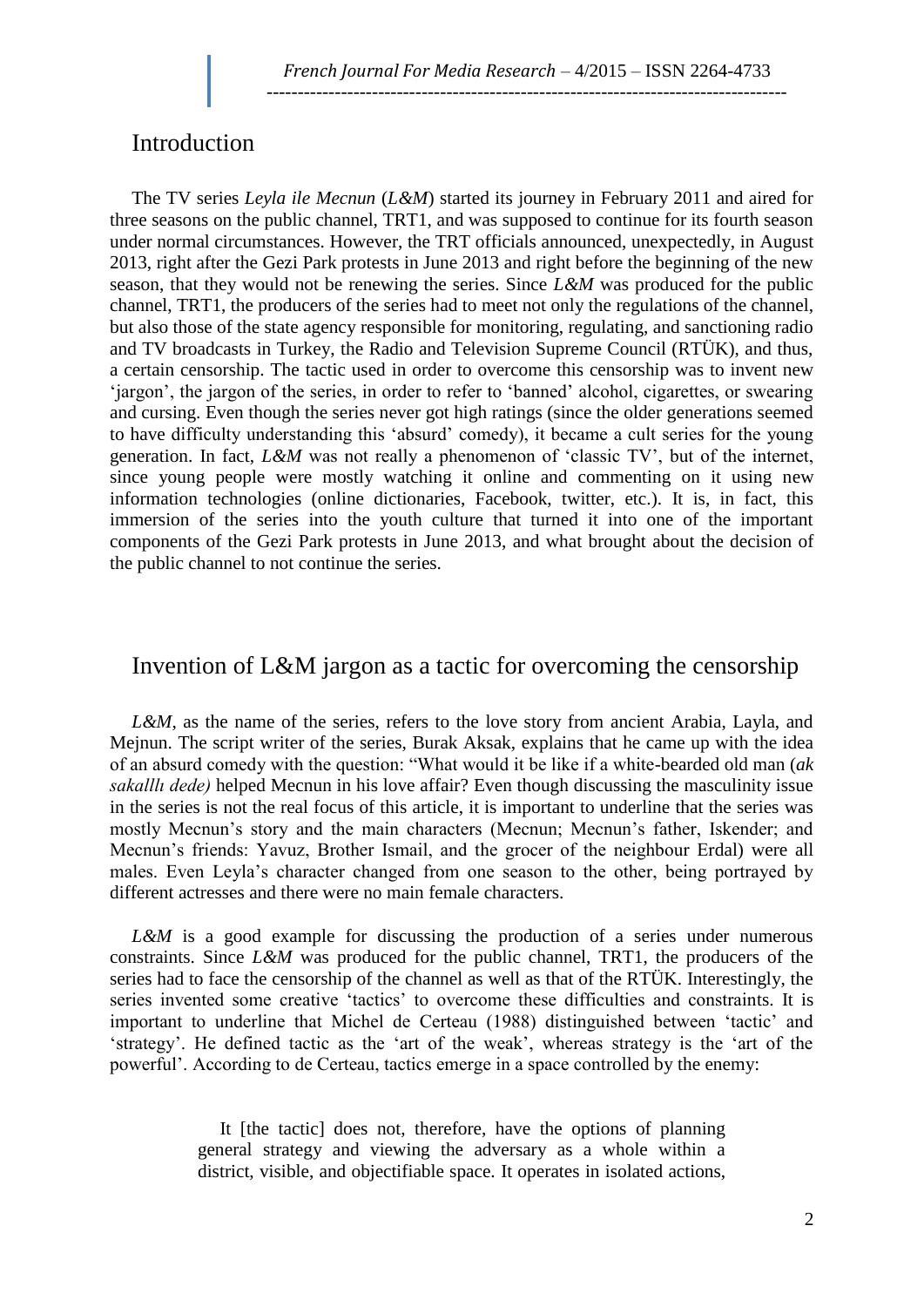## Introduction

The TV series *Leyla ile Mecnun* (*L&M*) started its journey in February 2011 and aired for three seasons on the public channel, TRT1, and was supposed to continue for its fourth season under normal circumstances. However, the TRT officials announced, unexpectedly, in August 2013, right after the Gezi Park protests in June 2013 and right before the beginning of the new season, that they would not be renewing the series. Since *L&M* was produced for the public channel, TRT1, the producers of the series had to meet not only the regulations of the channel, but also those of the state agency responsible for monitoring, regulating, and sanctioning radio and TV broadcasts in Turkey, the Radio and Television Supreme Council (RTÜK), and thus, a certain censorship. The tactic used in order to overcome this censorship was to invent new 'jargon', the jargon of the series, in order to refer to 'banned' alcohol, cigarettes, or swearing and cursing. Even though the series never got high ratings (since the older generations seemed to have difficulty understanding this 'absurd' comedy), it became a cult series for the young generation. In fact, *L&M* was not really a phenomenon of 'classic TV', but of the internet, since young people were mostly watching it online and commenting on it using new information technologies (online dictionaries, Facebook, twitter, etc.). It is, in fact, this immersion of the series into the youth culture that turned it into one of the important components of the Gezi Park protests in June 2013, and what brought about the decision of the public channel to not continue the series.

## Invention of L&M jargon as a tactic for overcoming the censorship

*L&M*, as the name of the series, refers to the love story from ancient Arabia, Layla, and Mejnun. The script writer of the series, Burak Aksak, explains that he came up with the idea of an absurd comedy with the question: "What would it be like if a white-bearded old man (*ak sakalllı dede)* helped Mecnun in his love affair? Even though discussing the masculinity issue in the series is not the real focus of this article, it is important to underline that the series was mostly Mecnun's story and the main characters (Mecnun; Mecnun's father, Iskender; and Mecnun's friends: Yavuz, Brother Ismail, and the grocer of the neighbour Erdal) were all males. Even Leyla's character changed from one season to the other, being portrayed by different actresses and there were no main female characters.

*L&M* is a good example for discussing the production of a series under numerous constraints. Since *L&M* was produced for the public channel, TRT1, the producers of the series had to face the censorship of the channel as well as that of the RTÜK. Interestingly, the series invented some creative 'tactics' to overcome these difficulties and constraints. It is important to underline that Michel de Certeau (1988) distinguished between 'tactic' and 'strategy'. He defined tactic as the 'art of the weak', whereas strategy is the 'art of the powerful'. According to de Certeau, tactics emerge in a space controlled by the enemy:

> It [the tactic] does not, therefore, have the options of planning general strategy and viewing the adversary as a whole within a district, visible, and objectifiable space. It operates in isolated actions,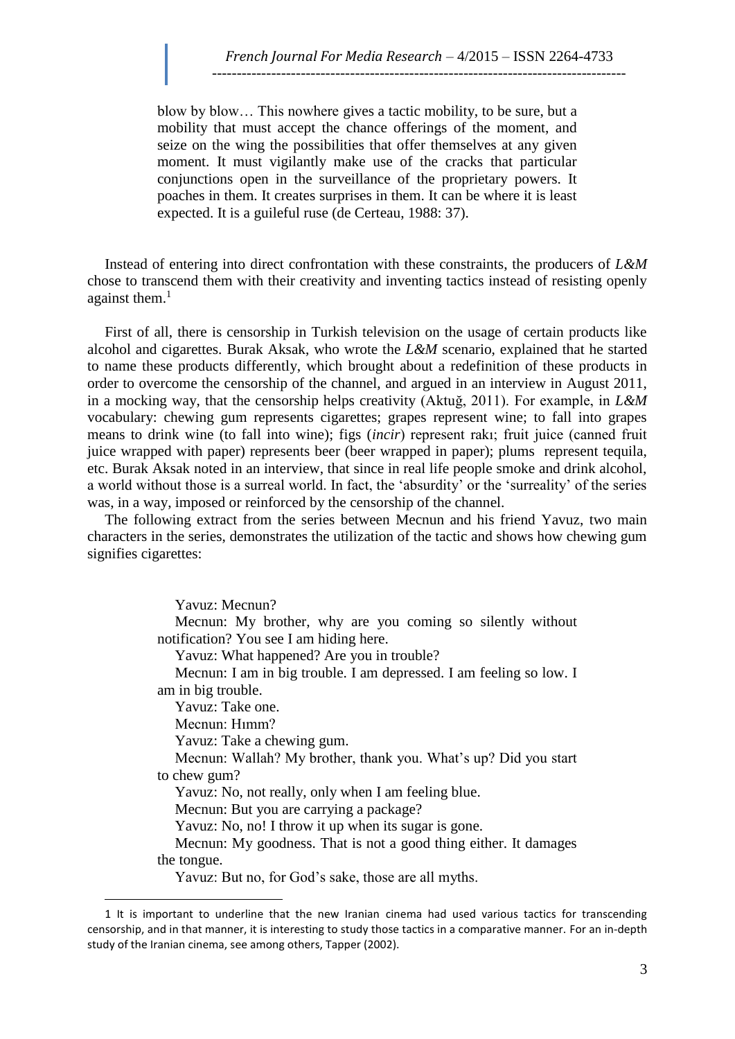> blow by blow… This nowhere gives a tactic mobility, to be sure, but a mobility that must accept the chance offerings of the moment, and seize on the wing the possibilities that offer themselves at any given moment. It must vigilantly make use of the cracks that particular conjunctions open in the surveillance of the proprietary powers. It poaches in them. It creates surprises in them. It can be where it is least expected. It is a guileful ruse (de Certeau, 1988: 37).

Instead of entering into direct confrontation with these constraints, the producers of *L&M* chose to transcend them with their creativity and inventing tactics instead of resisting openly against them.[1]

First of all, there is censorship in Turkish television on the usage of certain products like alcohol and cigarettes. Burak Aksak, who wrote the *L&M* scenario, explained that he started to name these products differently, which brought about a redefinition of these products in order to overcome the censorship of the channel, and argued in an interview in August 2011, in a mocking way, that the censorship helps creativity (Aktuğ, 2011). For example, in *L&M* vocabulary: chewing gum represents cigarettes; grapes represent wine; to fall into grapes means to drink wine (to fall into wine); figs (*incir*) represent rakı; fruit juice (canned fruit juice wrapped with paper) represents beer (beer wrapped in paper); plums represent tequila, etc. Burak Aksak noted in an interview, that since in real life people smoke and drink alcohol, a world without those is a surreal world. In fact, the 'absurdity' or the 'surreality' of the series was, in a way, imposed or reinforced by the censorship of the channel.

The following extract from the series between Mecnun and his friend Yavuz, two main characters in the series, demonstrates the utilization of the tactic and shows how chewing gum signifies cigarettes:

> Yavuz: Mecnun?
>
> Mecnun: My brother, why are you coming so silently without notification? You see I am hiding here.
>
> Yavuz: What happened? Are you in trouble?
>
> Mecnun: I am in big trouble. I am depressed. I am feeling so low. I am in big trouble.
>
> Yavuz: Take one.
>
> Mecnun: Hımm?
>
> Yavuz: Take a chewing gum.
>
> Mecnun: Wallah? My brother, thank you. What's up? Did you start to chew gum?
>
> Yavuz: No, not really, only when I am feeling blue.
>
> Mecnun: But you are carrying a package?
>
> Yavuz: No, no! I throw it up when its sugar is gone.
>
> Mecnun: My goodness. That is not a good thing either. It damages the tongue.
>
> Yavuz: But no, for God's sake, those are all myths.

[1] It is important to underline that the new Iranian cinema had used various tactics for transcending censorship, and in that manner, it is interesting to study those tactics in a comparative manner. For an in-depth study of the Iranian cinema, see among others, Tapper (2002).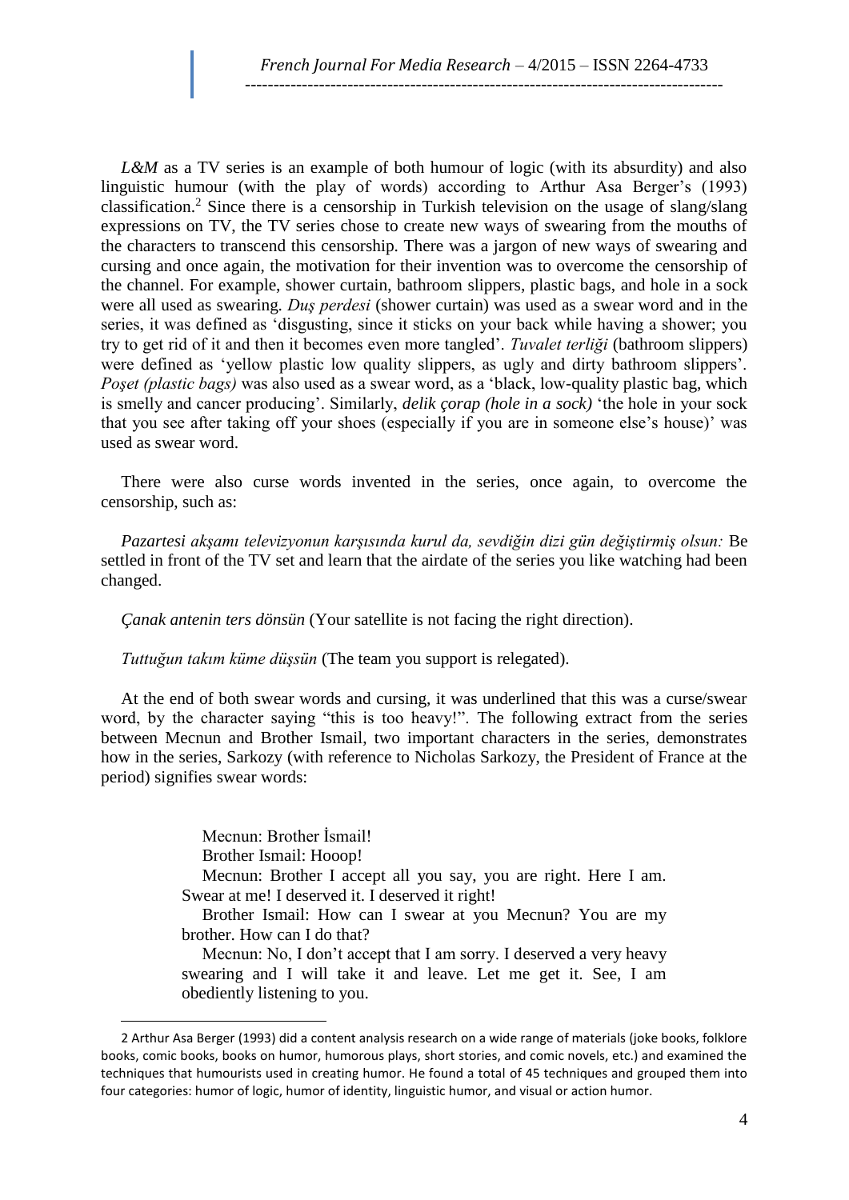*L&M* as a TV series is an example of both humour of logic (with its absurdity) and also linguistic humour (with the play of words) according to Arthur Asa Berger's (1993) classification.[2] Since there is a censorship in Turkish television on the usage of slang/slang expressions on TV, the TV series chose to create new ways of swearing from the mouths of the characters to transcend this censorship. There was a jargon of new ways of swearing and cursing and once again, the motivation for their invention was to overcome the censorship of the channel. For example, shower curtain, bathroom slippers, plastic bags, and hole in a sock were all used as swearing. *Duş perdesi* (shower curtain) was used as a swear word and in the series, it was defined as 'disgusting, since it sticks on your back while having a shower; you try to get rid of it and then it becomes even more tangled'. *Tuvalet terliği* (bathroom slippers) were defined as 'yellow plastic low quality slippers, as ugly and dirty bathroom slippers'. *Poşet (plastic bags)* was also used as a swear word, as a 'black, low-quality plastic bag, which is smelly and cancer producing'. Similarly, *delik çorap (hole in a sock)* 'the hole in your sock that you see after taking off your shoes (especially if you are in someone else's house)' was used as swear word.

There were also curse words invented in the series, once again, to overcome the censorship, such as:

*Pazartesi akşamı televizyonun karşısında kurul da, sevdiğin dizi gün değiştirmiş olsun:* Be settled in front of the TV set and learn that the airdate of the series you like watching had been changed.

*Çanak antenin ters dönsün* (Your satellite is not facing the right direction).

*Tuttuğun takım küme düşsün* (The team you support is relegated).

At the end of both swear words and cursing, it was underlined that this was a curse/swear word, by the character saying "this is too heavy!". The following extract from the series between Mecnun and Brother Ismail, two important characters in the series, demonstrates how in the series, Sarkozy (with reference to Nicholas Sarkozy, the President of France at the period) signifies swear words:

> Mecnun: Brother İsmail!
>
> Brother Ismail: Hooop!
>
> Mecnun: Brother I accept all you say, you are right. Here I am. Swear at me! I deserved it. I deserved it right!
>
> Brother Ismail: How can I swear at you Mecnun? You are my brother. How can I do that?
>
> Mecnun: No, I don't accept that I am sorry. I deserved a very heavy swearing and I will take it and leave. Let me get it. See, I am obediently listening to you.

---

2 Arthur Asa Berger (1993) did a content analysis research on a wide range of materials (joke books, folklore books, comic books, books on humor, humorous plays, short stories, and comic novels, etc.) and examined the techniques that humourists used in creating humor. He found a total of 45 techniques and grouped them into four categories: humor of logic, humor of identity, linguistic humor, and visual or action humor.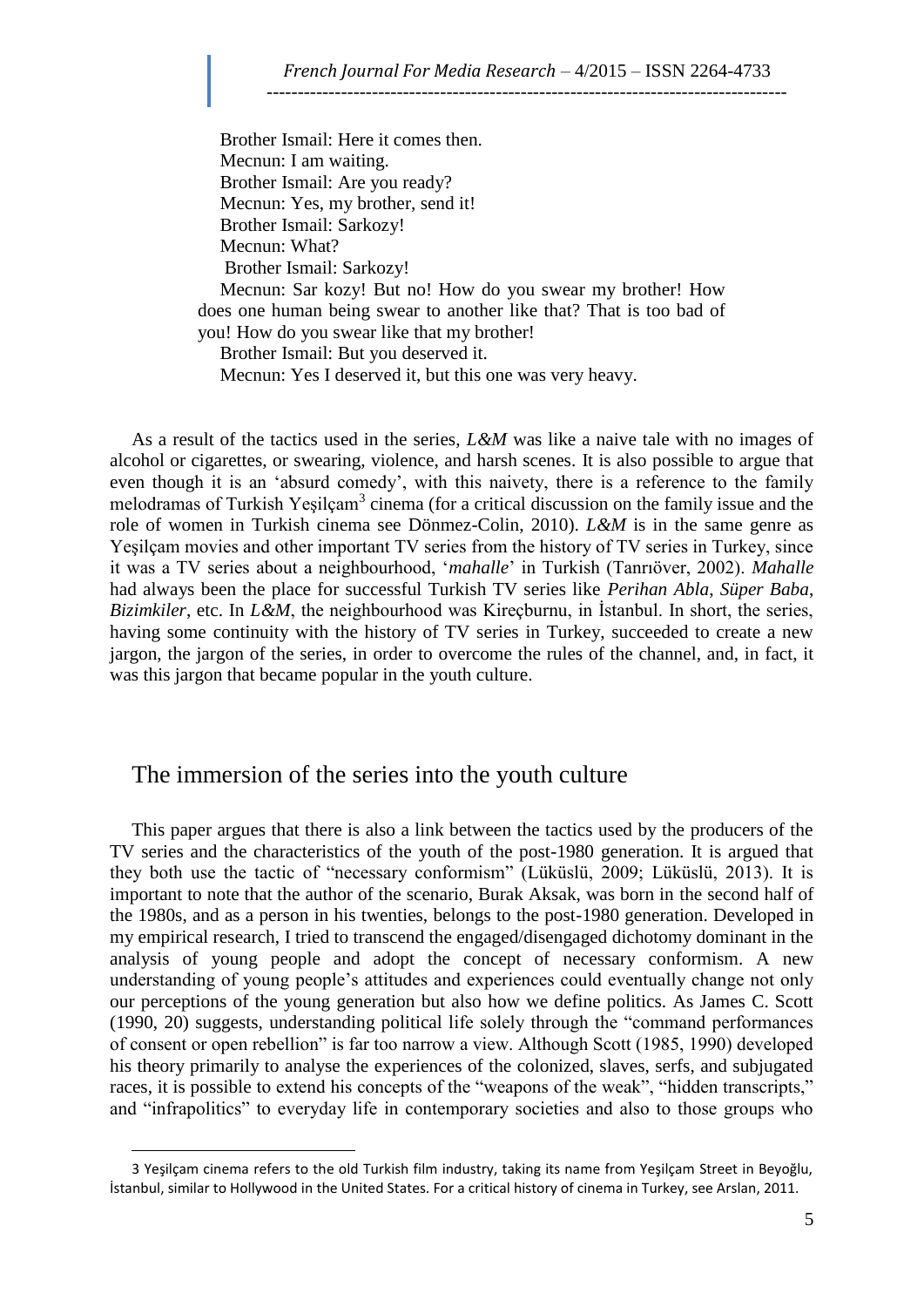Brother Ismail: Here it comes then.  
Mecnun: I am waiting.  
Brother Ismail: Are you ready?  
Mecnun: Yes, my brother, send it!  
Brother Ismail: Sarkozy!  
Mecnun: What?  
Brother Ismail: Sarkozy!  
Mecnun: Sar kozy! But no! How do you swear my brother! How does one human being swear to another like that? That is too bad of you! How do you swear like that my brother!  
Brother Ismail: But you deserved it.  
Mecnun: Yes I deserved it, but this one was very heavy.

As a result of the tactics used in the series, *L&M* was like a naive tale with no images of alcohol or cigarettes, or swearing, violence, and harsh scenes. It is also possible to argue that even though it is an 'absurd comedy', with this naivety, there is a reference to the family melodramas of Turkish Yeşilçam[3] cinema (for a critical discussion on the family issue and the role of women in Turkish cinema see Dönmez-Colin, 2010). *L&M* is in the same genre as Yeşilçam movies and other important TV series from the history of TV series in Turkey, since it was a TV series about a neighbourhood, '*mahalle*' in Turkish (Tanrıöver, 2002). *Mahalle* had always been the place for successful Turkish TV series like *Perihan Abla*, *Süper Baba*, *Bizimkiler*, etc. In *L&M*, the neighbourhood was Kireçburnu, in İstanbul. In short, the series, having some continuity with the history of TV series in Turkey, succeeded to create a new jargon, the jargon of the series, in order to overcome the rules of the channel, and, in fact, it was this jargon that became popular in the youth culture.

## The immersion of the series into the youth culture

This paper argues that there is also a link between the tactics used by the producers of the TV series and the characteristics of the youth of the post-1980 generation. It is argued that they both use the tactic of "necessary conformism" (Lüküslü, 2009; Lüküslü, 2013). It is important to note that the author of the scenario, Burak Aksak, was born in the second half of the 1980s, and as a person in his twenties, belongs to the post-1980 generation. Developed in my empirical research, I tried to transcend the engaged/disengaged dichotomy dominant in the analysis of young people and adopt the concept of necessary conformism. A new understanding of young people's attitudes and experiences could eventually change not only our perceptions of the young generation but also how we define politics. As James C. Scott (1990, 20) suggests, understanding political life solely through the "command performances of consent or open rebellion" is far too narrow a view. Although Scott (1985, 1990) developed his theory primarily to analyse the experiences of the colonized, slaves, serfs, and subjugated races, it is possible to extend his concepts of the "weapons of the weak", "hidden transcripts," and "infrapolitics" to everyday life in contemporary societies and also to those groups who

---

3 Yeşilçam cinema refers to the old Turkish film industry, taking its name from Yeşilçam Street in Beyoğlu, İstanbul, similar to Hollywood in the United States. For a critical history of cinema in Turkey, see Arslan, 2011.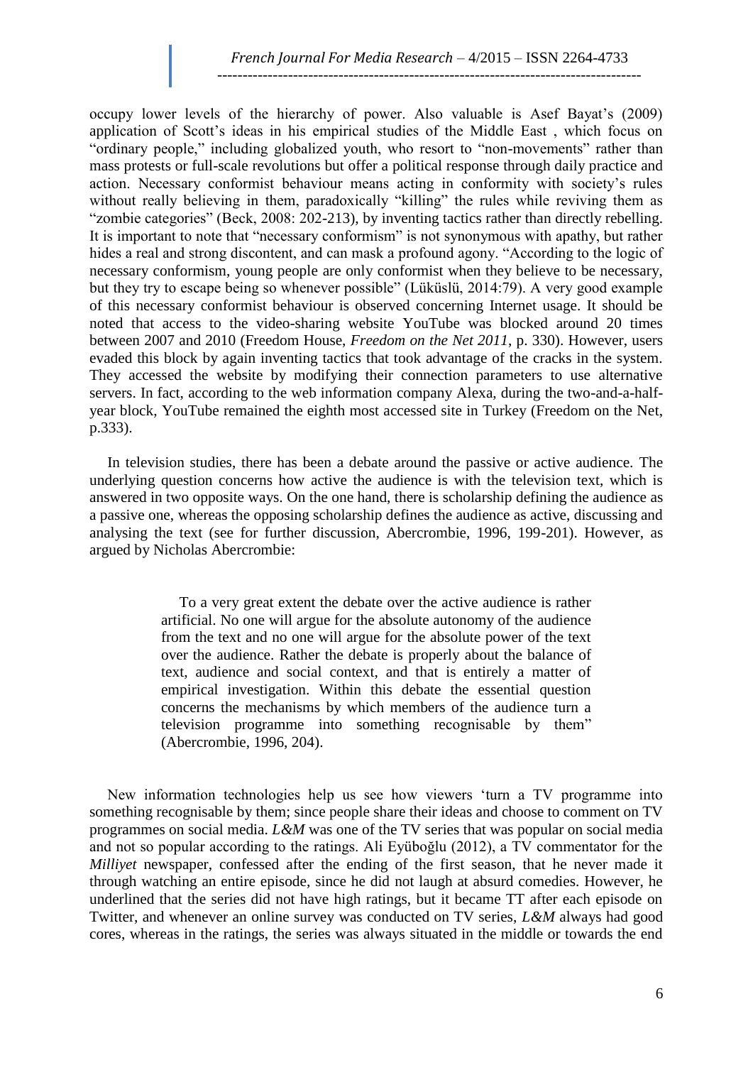occupy lower levels of the hierarchy of power. Also valuable is Asef Bayat's (2009) application of Scott's ideas in his empirical studies of the Middle East , which focus on "ordinary people," including globalized youth, who resort to "non-movements" rather than mass protests or full-scale revolutions but offer a political response through daily practice and action. Necessary conformist behaviour means acting in conformity with society's rules without really believing in them, paradoxically "killing" the rules while reviving them as "zombie categories" (Beck, 2008: 202-213), by inventing tactics rather than directly rebelling. It is important to note that "necessary conformism" is not synonymous with apathy, but rather hides a real and strong discontent, and can mask a profound agony. "According to the logic of necessary conformism, young people are only conformist when they believe to be necessary, but they try to escape being so whenever possible" (Lüküslü, 2014:79). A very good example of this necessary conformist behaviour is observed concerning Internet usage. It should be noted that access to the video-sharing website YouTube was blocked around 20 times between 2007 and 2010 (Freedom House, *Freedom on the Net 2011*, p. 330). However, users evaded this block by again inventing tactics that took advantage of the cracks in the system. They accessed the website by modifying their connection parameters to use alternative servers. In fact, according to the web information company Alexa, during the two-and-a-half-year block, YouTube remained the eighth most accessed site in Turkey (Freedom on the Net, p.333).

In television studies, there has been a debate around the passive or active audience. The underlying question concerns how active the audience is with the television text, which is answered in two opposite ways. On the one hand, there is scholarship defining the audience as a passive one, whereas the opposing scholarship defines the audience as active, discussing and analysing the text (see for further discussion, Abercrombie, 1996, 199-201). However, as argued by Nicholas Abercrombie:

> To a very great extent the debate over the active audience is rather artificial. No one will argue for the absolute autonomy of the audience from the text and no one will argue for the absolute power of the text over the audience. Rather the debate is properly about the balance of text, audience and social context, and that is entirely a matter of empirical investigation. Within this debate the essential question concerns the mechanisms by which members of the audience turn a television programme into something recognisable by them" (Abercrombie, 1996, 204).

New information technologies help us see how viewers 'turn a TV programme into something recognisable by them; since people share their ideas and choose to comment on TV programmes on social media. *L&M* was one of the TV series that was popular on social media and not so popular according to the ratings. Ali Eyüboğlu (2012), a TV commentator for the *Milliyet* newspaper, confessed after the ending of the first season, that he never made it through watching an entire episode, since he did not laugh at absurd comedies. However, he underlined that the series did not have high ratings, but it became TT after each episode on Twitter, and whenever an online survey was conducted on TV series, *L&M* always had good cores, whereas in the ratings, the series was always situated in the middle or towards the end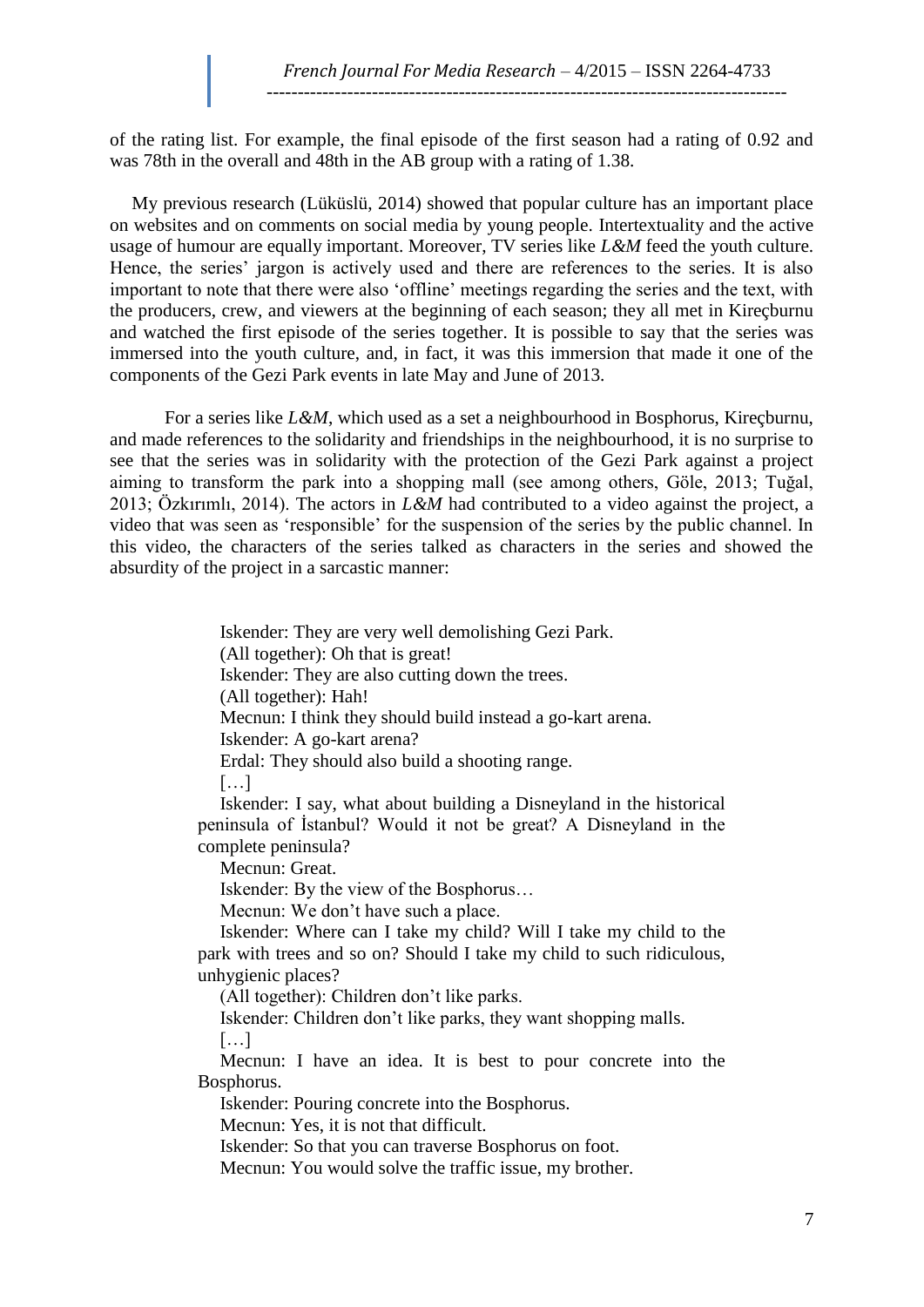of the rating list. For example, the final episode of the first season had a rating of 0.92 and was 78th in the overall and 48th in the AB group with a rating of 1.38.

My previous research (Lüküslü, 2014) showed that popular culture has an important place on websites and on comments on social media by young people. Intertextuality and the active usage of humour are equally important. Moreover, TV series like *L&M* feed the youth culture. Hence, the series' jargon is actively used and there are references to the series. It is also important to note that there were also 'offline' meetings regarding the series and the text, with the producers, crew, and viewers at the beginning of each season; they all met in Kireçburnu and watched the first episode of the series together. It is possible to say that the series was immersed into the youth culture, and, in fact, it was this immersion that made it one of the components of the Gezi Park events in late May and June of 2013.

For a series like *L&M*, which used as a set a neighbourhood in Bosphorus, Kireçburnu, and made references to the solidarity and friendships in the neighbourhood, it is no surprise to see that the series was in solidarity with the protection of the Gezi Park against a project aiming to transform the park into a shopping mall (see among others, Göle, 2013; Tuğal, 2013; Özkırımlı, 2014). The actors in *L&M* had contributed to a video against the project, a video that was seen as 'responsible' for the suspension of the series by the public channel. In this video, the characters of the series talked as characters in the series and showed the absurdity of the project in a sarcastic manner:

> Iskender: They are very well demolishing Gezi Park.
>
> (All together): Oh that is great!
>
> Iskender: They are also cutting down the trees.
>
> (All together): Hah!
>
> Mecnun: I think they should build instead a go-kart arena.
>
> Iskender: A go-kart arena?
>
> Erdal: They should also build a shooting range.
>
> […]
>
> Iskender: I say, what about building a Disneyland in the historical peninsula of İstanbul? Would it not be great? A Disneyland in the complete peninsula?
>
> Mecnun: Great.
>
> Iskender: By the view of the Bosphorus…
>
> Mecnun: We don't have such a place.
>
> Iskender: Where can I take my child? Will I take my child to the park with trees and so on? Should I take my child to such ridiculous, unhygienic places?
>
> (All together): Children don't like parks.
>
> Iskender: Children don't like parks, they want shopping malls.
>
> […]
>
> Mecnun: I have an idea. It is best to pour concrete into the Bosphorus.
>
> Iskender: Pouring concrete into the Bosphorus.
>
> Mecnun: Yes, it is not that difficult.
>
> Iskender: So that you can traverse Bosphorus on foot.
>
> Mecnun: You would solve the traffic issue, my brother.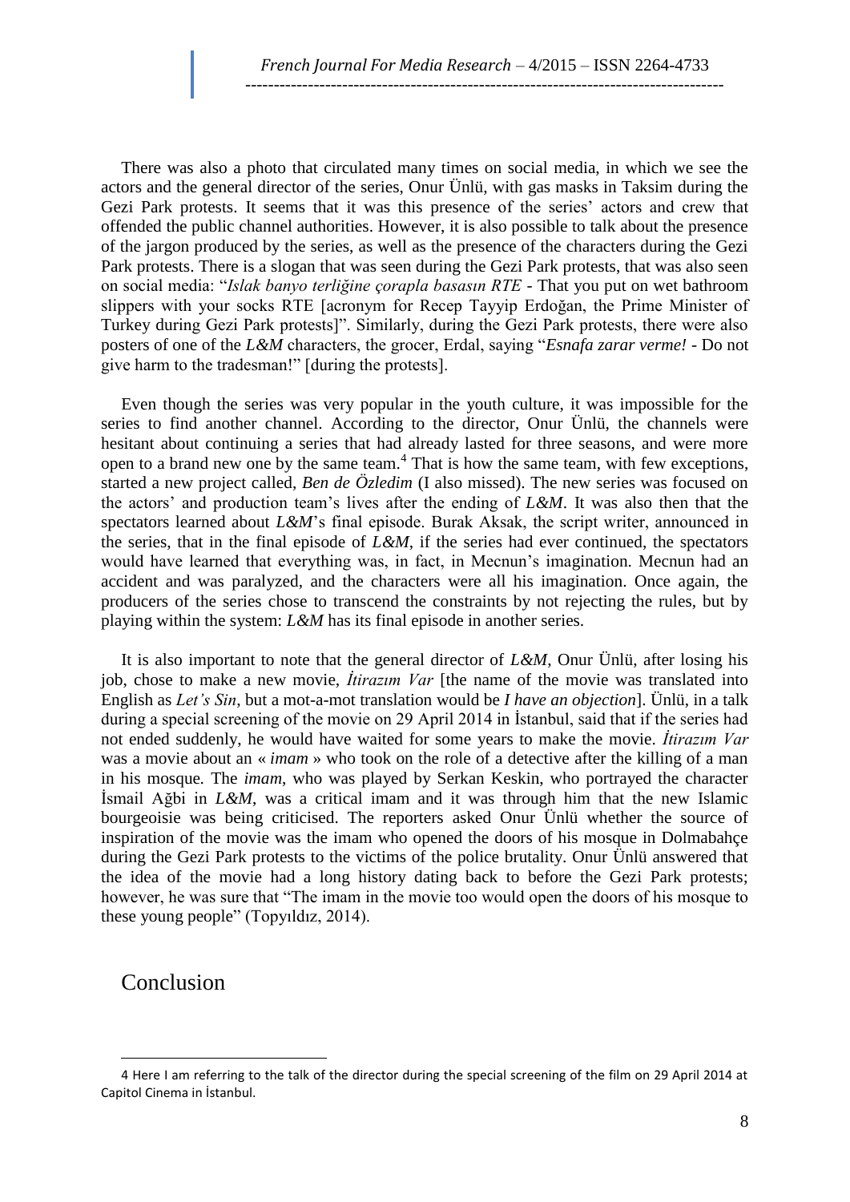There was also a photo that circulated many times on social media, in which we see the actors and the general director of the series, Onur Ünlü, with gas masks in Taksim during the Gezi Park protests. It seems that it was this presence of the series' actors and crew that offended the public channel authorities. However, it is also possible to talk about the presence of the jargon produced by the series, as well as the presence of the characters during the Gezi Park protests. There is a slogan that was seen during the Gezi Park protests, that was also seen on social media: "*Islak banyo terliğine çorapla basasın RTE* - That you put on wet bathroom slippers with your socks RTE [acronym for Recep Tayyip Erdoğan, the Prime Minister of Turkey during Gezi Park protests]". Similarly, during the Gezi Park protests, there were also posters of one of the ***L&M*** characters, the grocer, Erdal, saying "*Esnafa zarar verme!* - Do not give harm to the tradesman!" [during the protests].

Even though the series was very popular in the youth culture, it was impossible for the series to find another channel. According to the director, Onur Ünlü, the channels were hesitant about continuing a series that had already lasted for three seasons, and were more open to a brand new one by the same team.[4] That is how the same team, with few exceptions, started a new project called, *Ben de Özledim* (I also missed). The new series was focused on the actors' and production team's lives after the ending of ***L&M***. It was also then that the spectators learned about ***L&M***'s final episode. Burak Aksak, the script writer, announced in the series, that in the final episode of ***L&M***, if the series had ever continued, the spectators would have learned that everything was, in fact, in Mecnun's imagination. Mecnun had an accident and was paralyzed, and the characters were all his imagination. Once again, the producers of the series chose to transcend the constraints by not rejecting the rules, but by playing within the system: ***L&M*** has its final episode in another series.

It is also important to note that the general director of ***L&M***, Onur Ünlü, after losing his job, chose to make a new movie, *İtirazım Var* [the name of the movie was translated into English as *Let's Sin*, but a mot-a-mot translation would be *I have an objection*]. Ünlü, in a talk during a special screening of the movie on 29 April 2014 in İstanbul, said that if the series had not ended suddenly, he would have waited for some years to make the movie. *İtirazım Var* was a movie about an « *imam* » who took on the role of a detective after the killing of a man in his mosque. The *imam*, who was played by Serkan Keskin, who portrayed the character İsmail Ağbi in ***L&M***, was a critical imam and it was through him that the new Islamic bourgeoisie was being criticised. The reporters asked Onur Ünlü whether the source of inspiration of the movie was the imam who opened the doors of his mosque in Dolmabahçe during the Gezi Park protests to the victims of the police brutality. Onur Ünlü answered that the idea of the movie had a long history dating back to before the Gezi Park protests; however, he was sure that "The imam in the movie too would open the doors of his mosque to these young people" (Topyıldız, 2014).

# Conclusion

4 Here I am referring to the talk of the director during the special screening of the film on 29 April 2014 at Capitol Cinema in İstanbul.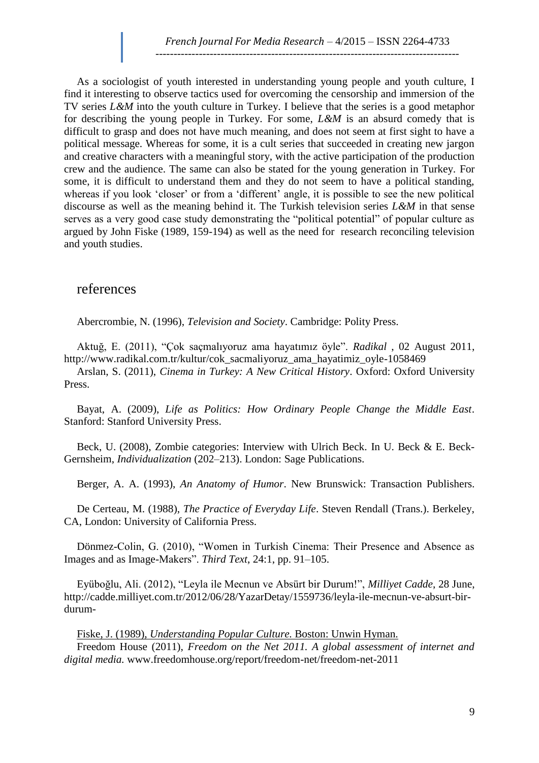As a sociologist of youth interested in understanding young people and youth culture, I find it interesting to observe tactics used for overcoming the censorship and immersion of the TV series *L&M* into the youth culture in Turkey. I believe that the series is a good metaphor for describing the young people in Turkey. For some, *L&M* is an absurd comedy that is difficult to grasp and does not have much meaning, and does not seem at first sight to have a political message. Whereas for some, it is a cult series that succeeded in creating new jargon and creative characters with a meaningful story, with the active participation of the production crew and the audience. The same can also be stated for the young generation in Turkey. For some, it is difficult to understand them and they do not seem to have a political standing, whereas if you look 'closer' or from a 'different' angle, it is possible to see the new political discourse as well as the meaning behind it. The Turkish television series *L&M* in that sense serves as a very good case study demonstrating the "political potential" of popular culture as argued by John Fiske (1989, 159-194) as well as the need for research reconciling television and youth studies.

## references

Abercrombie, N. (1996), *Television and Society*. Cambridge: Polity Press.

Aktuğ, E. (2011), "Çok saçmalıyoruz ama hayatımız öyle". *Radikal* , 02 August 2011, http://www.radikal.com.tr/kultur/cok_sacmaliyoruz_ama_hayatimiz_oyle-1058469

Arslan, S. (2011), *Cinema in Turkey: A New Critical History*. Oxford: Oxford University Press.

Bayat, A. (2009), *Life as Politics: How Ordinary People Change the Middle East*. Stanford: Stanford University Press.

Beck, U. (2008), Zombie categories: Interview with Ulrich Beck. In U. Beck & E. Beck-Gernsheim, *Individualization* (202–213). London: Sage Publications.

Berger, A. A. (1993), *An Anatomy of Humor*. New Brunswick: Transaction Publishers.

De Certeau, M. (1988), *The Practice of Everyday Life*. Steven Rendall (Trans.). Berkeley, CA, London: University of California Press.

Dönmez-Colin, G. (2010), "Women in Turkish Cinema: Their Presence and Absence as Images and as Image-Makers". *Third Text*, 24:1, pp. 91–105.

Eyüboğlu, Ali. (2012), "Leyla ile Mecnun ve Absürt bir Durum!", *Milliyet Cadde*, 28 June, http://cadde.milliyet.com.tr/2012/06/28/YazarDetay/1559736/leyla-ile-mecnun-ve-absurt-bir-durum-

Fiske, J. (1989), *Understanding Popular Culture*. Boston: Unwin Hyman.

Freedom House (2011), *Freedom on the Net 2011. A global assessment of internet and digital media.* www.freedomhouse.org/report/freedom-net/freedom-net-2011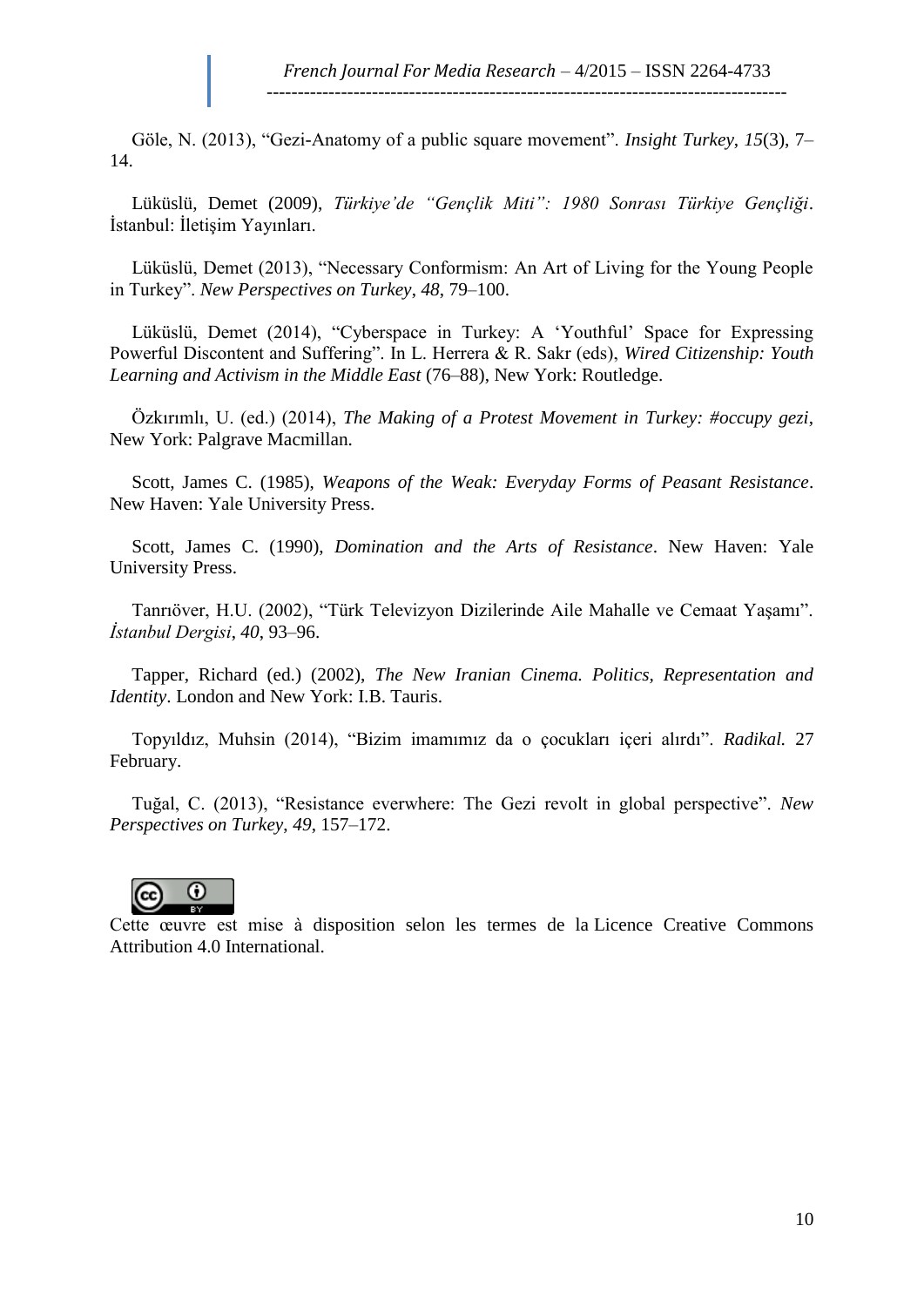Göle, N. (2013), “Gezi-Anatomy of a public square movement”. *Insight Turkey*, *15*(3), 7–14.

Lüküslü, Demet (2009), *Türkiye’de “Gençlik Miti”: 1980 Sonrası Türkiye Gençliği*. İstanbul: İletişim Yayınları.

Lüküslü, Demet (2013), “Necessary Conformism: An Art of Living for the Young People in Turkey”. *New Perspectives on Turkey*, *48*, 79–100.

Lüküslü, Demet (2014), “Cyberspace in Turkey: A ‘Youthful’ Space for Expressing Powerful Discontent and Suffering”. In L. Herrera & R. Sakr (eds), *Wired Citizenship: Youth Learning and Activism in the Middle East* (76–88), New York: Routledge.

Özkırımlı, U. (ed.) (2014), *The Making of a Protest Movement in Turkey: #occupy gezi*, New York: Palgrave Macmillan.

Scott, James C. (1985), *Weapons of the Weak: Everyday Forms of Peasant Resistance*. New Haven: Yale University Press.

Scott, James C. (1990), *Domination and the Arts of Resistance*. New Haven: Yale University Press.

Tanrıöver, H.U. (2002), “Türk Televizyon Dizilerinde Aile Mahalle ve Cemaat Yaşamı”. *İstanbul Dergisi*, *40*, 93–96.

Tapper, Richard (ed.) (2002), *The New Iranian Cinema. Politics, Representation and Identity*. London and New York: I.B. Tauris.

Topyıldız, Muhsin (2014), “Bizim imamımız da o çocukları içeri alırdı”. *Radikal.* 27 February.

Tuğal, C. (2013), “Resistance everwhere: The Gezi revolt in global perspective”. *New Perspectives on Turkey*, *49*, 157–172.

Cette œuvre est mise à disposition selon les termes de la Licence Creative Commons Attribution 4.0 International.